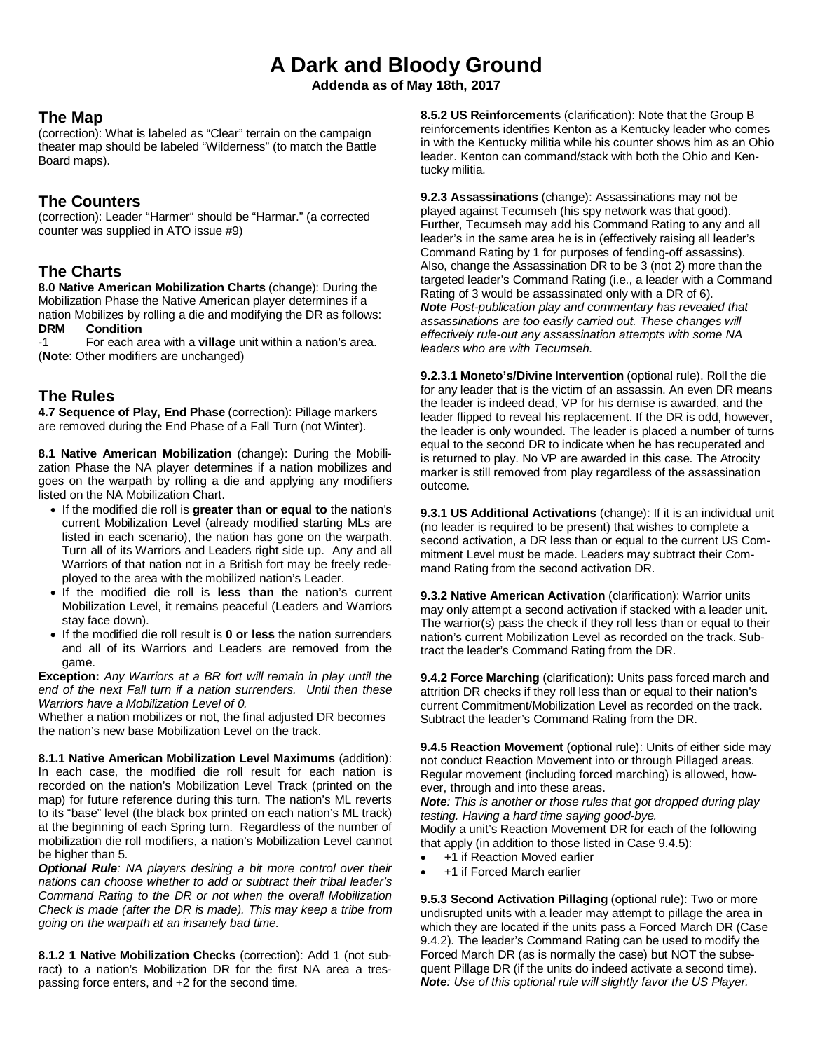# A Dark and Bloody Ground

**Addenda as of May 18th, 2017**

## The Map

(correction): What is labeled as "Clear" terrain on the campaign theater map should be labeled "Wilderness" (to match the Battle Board maps).

## The Counters

(correction): Leader "Harmer" should be "Harmar." (a corrected counter was supplied in ATO issue #9)

## The Charts

**8.0 Native American Mobilization Charts** (change): During the Mobilization Phase the Native American player determines if a nation Mobilizes by rolling a die and modifying the DR as follows:

| DRM | Condition |
| --- | --- |
| -1 | For each area with a **village** unit within a nation's area. |

(**Note**: Other modifiers are unchanged)

## The Rules

**4.7 Sequence of Play, End Phase** (correction): Pillage markers are removed during the End Phase of a Fall Turn (not Winter).

**8.1 Native American Mobilization** (change): During the Mobilization Phase the NA player determines if a nation mobilizes and goes on the warpath by rolling a die and applying any modifiers listed on the NA Mobilization Chart.

- If the modified die roll is **greater than or equal to** the nation's current Mobilization Level (already modified starting MLs are listed in each scenario), the nation has gone on the warpath. Turn all of its Warriors and Leaders right side up. Any and all Warriors of that nation not in a British fort may be freely redeployed to the area with the mobilized nation's Leader.
- If the modified die roll is **less than** the nation's current Mobilization Level, it remains peaceful (Leaders and Warriors stay face down).
- If the modified die roll result is **0 or less** the nation surrenders and all of its Warriors and Leaders are removed from the game.

**Exception:** *Any Warriors at a BR fort will remain in play until the end of the next Fall turn if a nation surrenders. Until then these Warriors have a Mobilization Level of 0.*

Whether a nation mobilizes or not, the final adjusted DR becomes the nation's new base Mobilization Level on the track.

**8.1.1 Native American Mobilization Level Maximums** (addition): In each case, the modified die roll result for each nation is recorded on the nation's Mobilization Level Track (printed on the map) for future reference during this turn. The nation's ML reverts to its "base" level (the black box printed on each nation's ML track) at the beginning of each Spring turn. Regardless of the number of mobilization die roll modifiers, a nation's Mobilization Level cannot be higher than 5.

***Optional Rule****: NA players desiring a bit more control over their nations can choose whether to add or subtract their tribal leader's Command Rating to the DR or not when the overall Mobilization Check is made (after the DR is made). This may keep a tribe from going on the warpath at an insanely bad time.*

**8.1.2 1 Native Mobilization Checks** (correction): Add 1 (not subtract) to a nation's Mobilization DR for the first NA area a trespassing force enters, and +2 for the second time.

**8.5.2 US Reinforcements** (clarification): Note that the Group B reinforcements identifies Kenton as a Kentucky leader who comes in with the Kentucky militia while his counter shows him as an Ohio leader. Kenton can command/stack with both the Ohio and Kentucky militia.

**9.2.3 Assassinations** (change): Assassinations may not be played against Tecumseh (his spy network was that good). Further, Tecumseh may add his Command Rating to any and all leader's in the same area he is in (effectively raising all leader's Command Rating by 1 for purposes of fending-off assassins). Also, change the Assassination DR to be 3 (not 2) more than the targeted leader's Command Rating (i.e., a leader with a Command Rating of 3 would be assassinated only with a DR of 6).

***Note*** *Post-publication play and commentary has revealed that assassinations are too easily carried out. These changes will effectively rule-out any assassination attempts with some NA leaders who are with Tecumseh.*

**9.2.3.1 Moneto's/Divine Intervention** (optional rule). Roll the die for any leader that is the victim of an assassin. An even DR means the leader is indeed dead, VP for his demise is awarded, and the leader flipped to reveal his replacement. If the DR is odd, however, the leader is only wounded. The leader is placed a number of turns equal to the second DR to indicate when he has recuperated and is returned to play. No VP are awarded in this case. The Atrocity marker is still removed from play regardless of the assassination outcome.

**9.3.1 US Additional Activations** (change): If it is an individual unit (no leader is required to be present) that wishes to complete a second activation, a DR less than or equal to the current US Commitment Level must be made. Leaders may subtract their Command Rating from the second activation DR.

**9.3.2 Native American Activation** (clarification): Warrior units may only attempt a second activation if stacked with a leader unit. The warrior(s) pass the check if they roll less than or equal to their nation's current Mobilization Level as recorded on the track. Subtract the leader's Command Rating from the DR.

**9.4.2 Force Marching** (clarification): Units pass forced march and attrition DR checks if they roll less than or equal to their nation's current Commitment/Mobilization Level as recorded on the track. Subtract the leader's Command Rating from the DR.

**9.4.5 Reaction Movement** (optional rule): Units of either side may not conduct Reaction Movement into or through Pillaged areas. Regular movement (including forced marching) is allowed, however, through and into these areas.

***Note****: This is another or those rules that got dropped during play testing. Having a hard time saying good-bye.*

Modify a unit's Reaction Movement DR for each of the following that apply (in addition to those listed in Case 9.4.5):

- +1 if Reaction Moved earlier
- +1 if Forced March earlier

**9.5.3 Second Activation Pillaging** (optional rule): Two or more undisrupted units with a leader may attempt to pillage the area in which they are located if the units pass a Forced March DR (Case 9.4.2). The leader's Command Rating can be used to modify the Forced March DR (as is normally the case) but NOT the subsequent Pillage DR (if the units do indeed activate a second time).

***Note****: Use of this optional rule will slightly favor the US Player.*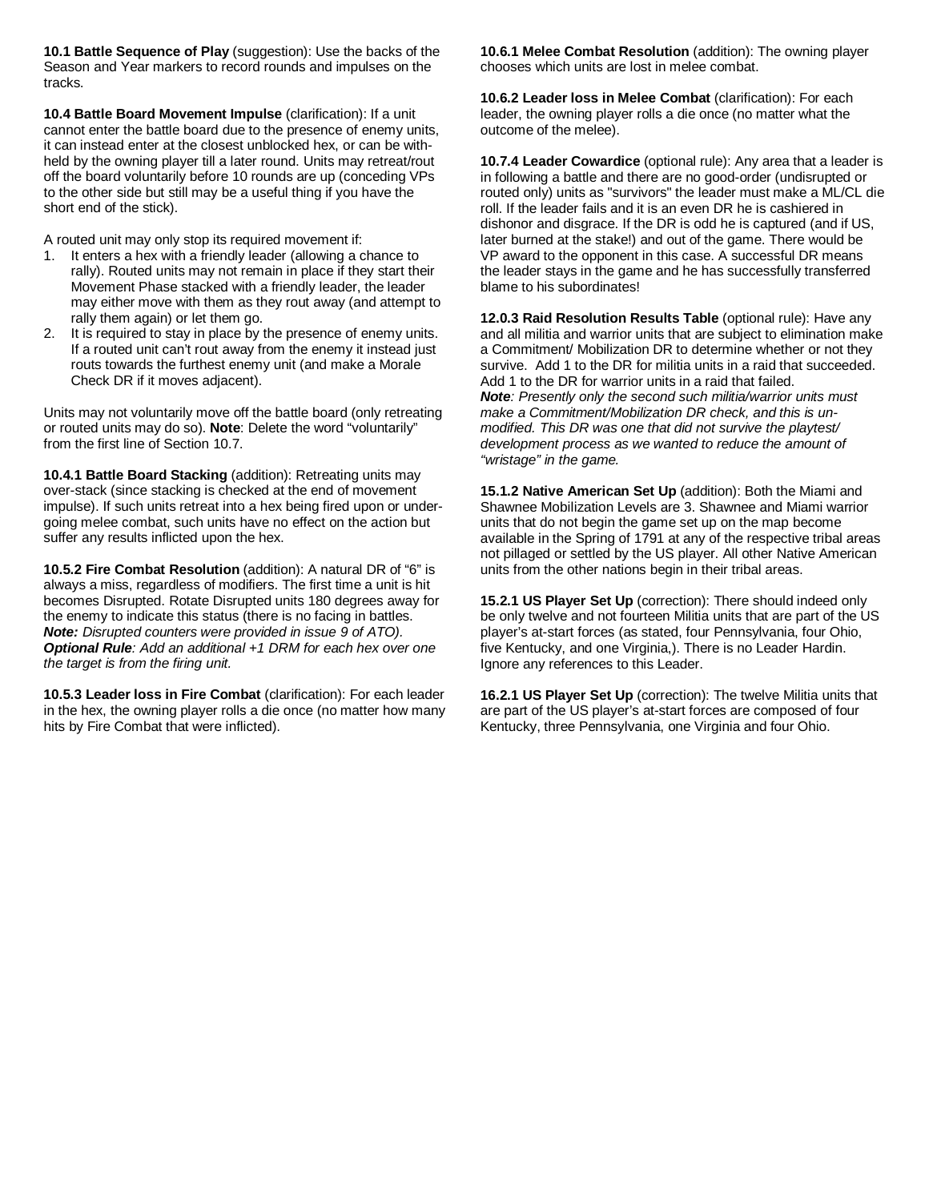**10.1 Battle Sequence of Play** (suggestion): Use the backs of the Season and Year markers to record rounds and impulses on the tracks.

**10.4 Battle Board Movement Impulse** (clarification): If a unit cannot enter the battle board due to the presence of enemy units, it can instead enter at the closest unblocked hex, or can be withheld by the owning player till a later round. Units may retreat/rout off the board voluntarily before 10 rounds are up (conceding VPs to the other side but still may be a useful thing if you have the short end of the stick).

A routed unit may only stop its required movement if:

1. It enters a hex with a friendly leader (allowing a chance to rally). Routed units may not remain in place if they start their Movement Phase stacked with a friendly leader, the leader may either move with them as they rout away (and attempt to rally them again) or let them go.
2. It is required to stay in place by the presence of enemy units. If a routed unit can't rout away from the enemy it instead just routs towards the furthest enemy unit (and make a Morale Check DR if it moves adjacent).

Units may not voluntarily move off the battle board (only retreating or routed units may do so). **Note**: Delete the word "voluntarily" from the first line of Section 10.7.

**10.4.1 Battle Board Stacking** (addition): Retreating units may over-stack (since stacking is checked at the end of movement impulse). If such units retreat into a hex being fired upon or undergoing melee combat, such units have no effect on the action but suffer any results inflicted upon the hex.

**10.5.2 Fire Combat Resolution** (addition): A natural DR of "6" is always a miss, regardless of modifiers. The first time a unit is hit becomes Disrupted. Rotate Disrupted units 180 degrees away for the enemy to indicate this status (there is no facing in battles. ***Note:*** *Disrupted counters were provided in issue 9 of ATO).* ***Optional Rule****: Add an additional +1 DRM for each hex over one the target is from the firing unit.*

**10.5.3 Leader loss in Fire Combat** (clarification): For each leader in the hex, the owning player rolls a die once (no matter how many hits by Fire Combat that were inflicted).

**10.6.1 Melee Combat Resolution** (addition): The owning player chooses which units are lost in melee combat.

**10.6.2 Leader loss in Melee Combat** (clarification): For each leader, the owning player rolls a die once (no matter what the outcome of the melee).

**10.7.4 Leader Cowardice** (optional rule): Any area that a leader is in following a battle and there are no good-order (undisrupted or routed only) units as "survivors" the leader must make a ML/CL die roll. If the leader fails and it is an even DR he is cashiered in dishonor and disgrace. If the DR is odd he is captured (and if US, later burned at the stake!) and out of the game. There would be VP award to the opponent in this case. A successful DR means the leader stays in the game and he has successfully transferred blame to his subordinates!

**12.0.3 Raid Resolution Results Table** (optional rule): Have any and all militia and warrior units that are subject to elimination make a Commitment/ Mobilization DR to determine whether or not they survive. Add 1 to the DR for militia units in a raid that succeeded. Add 1 to the DR for warrior units in a raid that failed.
***Note****: Presently only the second such militia/warrior units must make a Commitment/Mobilization DR check, and this is unmodified. This DR was one that did not survive the playtest/ development process as we wanted to reduce the amount of "wristage" in the game.*

**15.1.2 Native American Set Up** (addition): Both the Miami and Shawnee Mobilization Levels are 3. Shawnee and Miami warrior units that do not begin the game set up on the map become available in the Spring of 1791 at any of the respective tribal areas not pillaged or settled by the US player. All other Native American units from the other nations begin in their tribal areas.

**15.2.1 US Player Set Up** (correction): There should indeed only be only twelve and not fourteen Militia units that are part of the US player's at-start forces (as stated, four Pennsylvania, four Ohio, five Kentucky, and one Virginia,). There is no Leader Hardin. Ignore any references to this Leader.

**16.2.1 US Player Set Up** (correction): The twelve Militia units that are part of the US player's at-start forces are composed of four Kentucky, three Pennsylvania, one Virginia and four Ohio.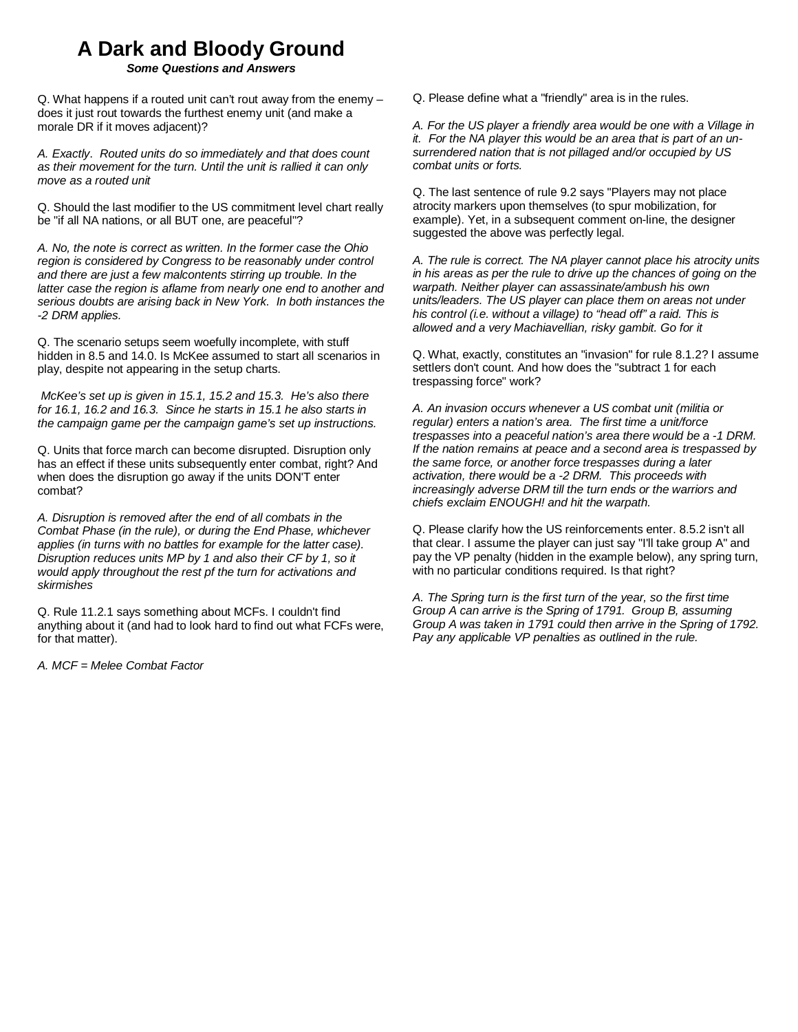# A Dark and Bloody Ground

***Some Questions and Answers***

Q. What happens if a routed unit can't rout away from the enemy – does it just rout towards the furthest enemy unit (and make a morale DR if it moves adjacent)?

*A. Exactly. Routed units do so immediately and that does count as their movement for the turn. Until the unit is rallied it can only move as a routed unit*

Q. Should the last modifier to the US commitment level chart really be "if all NA nations, or all BUT one, are peaceful"?

*A. No, the note is correct as written. In the former case the Ohio region is considered by Congress to be reasonably under control and there are just a few malcontents stirring up trouble. In the latter case the region is aflame from nearly one end to another and serious doubts are arising back in New York. In both instances the -2 DRM applies.*

Q. The scenario setups seem woefully incomplete, with stuff hidden in 8.5 and 14.0. Is McKee assumed to start all scenarios in play, despite not appearing in the setup charts.

*McKee's set up is given in 15.1, 15.2 and 15.3. He's also there for 16.1, 16.2 and 16.3. Since he starts in 15.1 he also starts in the campaign game per the campaign game's set up instructions.*

Q. Units that force march can become disrupted. Disruption only has an effect if these units subsequently enter combat, right? And when does the disruption go away if the units DON'T enter combat?

*A. Disruption is removed after the end of all combats in the Combat Phase (in the rule), or during the End Phase, whichever applies (in turns with no battles for example for the latter case). Disruption reduces units MP by 1 and also their CF by 1, so it would apply throughout the rest pf the turn for activations and skirmishes*

Q. Rule 11.2.1 says something about MCFs. I couldn't find anything about it (and had to look hard to find out what FCFs were, for that matter).

*A. MCF = Melee Combat Factor*

Q. Please define what a "friendly" area is in the rules.

*A. For the US player a friendly area would be one with a Village in it. For the NA player this would be an area that is part of an un-surrendered nation that is not pillaged and/or occupied by US combat units or forts.*

Q. The last sentence of rule 9.2 says "Players may not place atrocity markers upon themselves (to spur mobilization, for example). Yet, in a subsequent comment on-line, the designer suggested the above was perfectly legal.

*A. The rule is correct. The NA player cannot place his atrocity units in his areas as per the rule to drive up the chances of going on the warpath. Neither player can assassinate/ambush his own units/leaders. The US player can place them on areas not under his control (i.e. without a village) to "head off" a raid. This is allowed and a very Machiavellian, risky gambit. Go for it*

Q. What, exactly, constitutes an "invasion" for rule 8.1.2? I assume settlers don't count. And how does the "subtract 1 for each trespassing force" work?

*A. An invasion occurs whenever a US combat unit (militia or regular) enters a nation's area. The first time a unit/force trespasses into a peaceful nation's area there would be a -1 DRM. If the nation remains at peace and a second area is trespassed by the same force, or another force trespasses during a later activation, there would be a -2 DRM. This proceeds with increasingly adverse DRM till the turn ends or the warriors and chiefs exclaim ENOUGH! and hit the warpath.*

Q. Please clarify how the US reinforcements enter. 8.5.2 isn't all that clear. I assume the player can just say "I'll take group A" and pay the VP penalty (hidden in the example below), any spring turn, with no particular conditions required. Is that right?

*A. The Spring turn is the first turn of the year, so the first time Group A can arrive is the Spring of 1791. Group B, assuming Group A was taken in 1791 could then arrive in the Spring of 1792. Pay any applicable VP penalties as outlined in the rule.*